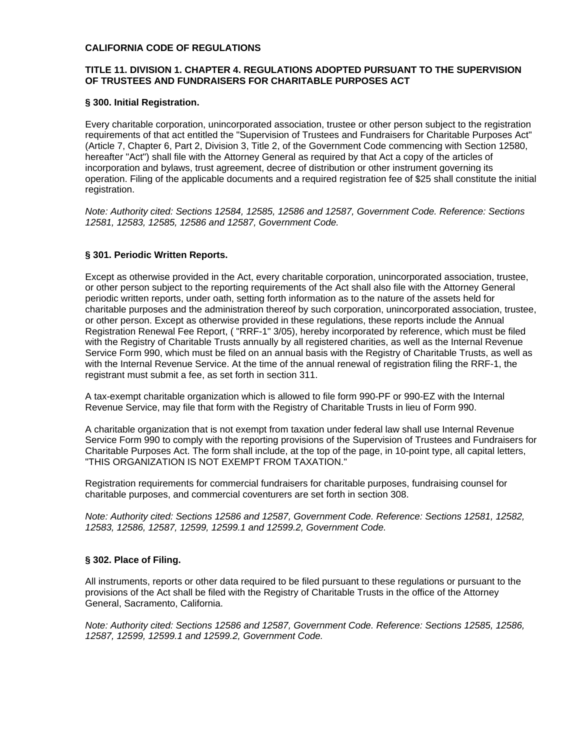# CALIFORNIA CODE OF REGULATIONS

## TITLE 11. DIVISION 1. CHAPTER 4. REGULATIONS ADOPTED PURSUANT TO THE SUPERVISION OF TRUSTEES AND FUNDRAISERS FOR CHARITABLE PURPOSES ACT

### § 300. Initial Registration.

Every charitable corporation, unincorporated association, trustee or other person subject to the registration requirements of that act entitled the "Supervision of Trustees and Fundraisers for Charitable Purposes Act" (Article 7, Chapter 6, Part 2, Division 3, Title 2, of the Government Code commencing with Section 12580, hereafter "Act") shall file with the Attorney General as required by that Act a copy of the articles of incorporation and bylaws, trust agreement, decree of distribution or other instrument governing its operation. Filing of the applicable documents and a required registration fee of $25 shall constitute the initial registration.

*Note: Authority cited: Sections 12584, 12585, 12586 and 12587, Government Code. Reference: Sections 12581, 12583, 12585, 12586 and 12587, Government Code.*

### § 301. Periodic Written Reports.

Except as otherwise provided in the Act, every charitable corporation, unincorporated association, trustee, or other person subject to the reporting requirements of the Act shall also file with the Attorney General periodic written reports, under oath, setting forth information as to the nature of the assets held for charitable purposes and the administration thereof by such corporation, unincorporated association, trustee, or other person. Except as otherwise provided in these regulations, these reports include the Annual Registration Renewal Fee Report, ( "RRF-1" 3/05), hereby incorporated by reference, which must be filed with the Registry of Charitable Trusts annually by all registered charities, as well as the Internal Revenue Service Form 990, which must be filed on an annual basis with the Registry of Charitable Trusts, as well as with the Internal Revenue Service. At the time of the annual renewal of registration filing the RRF-1, the registrant must submit a fee, as set forth in section 311.

A tax-exempt charitable organization which is allowed to file form 990-PF or 990-EZ with the Internal Revenue Service, may file that form with the Registry of Charitable Trusts in lieu of Form 990.

A charitable organization that is not exempt from taxation under federal law shall use Internal Revenue Service Form 990 to comply with the reporting provisions of the Supervision of Trustees and Fundraisers for Charitable Purposes Act. The form shall include, at the top of the page, in 10-point type, all capital letters, "THIS ORGANIZATION IS NOT EXEMPT FROM TAXATION."

Registration requirements for commercial fundraisers for charitable purposes, fundraising counsel for charitable purposes, and commercial coventurers are set forth in section 308.

*Note: Authority cited: Sections 12586 and 12587, Government Code. Reference: Sections 12581, 12582, 12583, 12586, 12587, 12599, 12599.1 and 12599.2, Government Code.*

### § 302. Place of Filing.

All instruments, reports or other data required to be filed pursuant to these regulations or pursuant to the provisions of the Act shall be filed with the Registry of Charitable Trusts in the office of the Attorney General, Sacramento, California.

*Note: Authority cited: Sections 12586 and 12587, Government Code. Reference: Sections 12585, 12586, 12587, 12599, 12599.1 and 12599.2, Government Code.*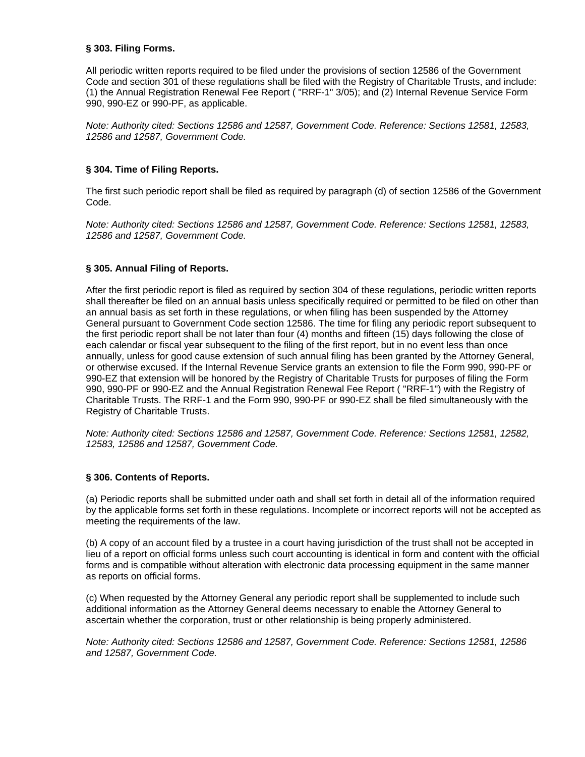**§ 303. Filing Forms.**

All periodic written reports required to be filed under the provisions of section 12586 of the Government Code and section 301 of these regulations shall be filed with the Registry of Charitable Trusts, and include: (1) the Annual Registration Renewal Fee Report ( "RRF-1" 3/05); and (2) Internal Revenue Service Form 990, 990-EZ or 990-PF, as applicable.

*Note: Authority cited: Sections 12586 and 12587, Government Code. Reference: Sections 12581, 12583, 12586 and 12587, Government Code.*

**§ 304. Time of Filing Reports.**

The first such periodic report shall be filed as required by paragraph (d) of section 12586 of the Government Code.

*Note: Authority cited: Sections 12586 and 12587, Government Code. Reference: Sections 12581, 12583, 12586 and 12587, Government Code.*

**§ 305. Annual Filing of Reports.**

After the first periodic report is filed as required by section 304 of these regulations, periodic written reports shall thereafter be filed on an annual basis unless specifically required or permitted to be filed on other than an annual basis as set forth in these regulations, or when filing has been suspended by the Attorney General pursuant to Government Code section 12586. The time for filing any periodic report subsequent to the first periodic report shall be not later than four (4) months and fifteen (15) days following the close of each calendar or fiscal year subsequent to the filing of the first report, but in no event less than once annually, unless for good cause extension of such annual filing has been granted by the Attorney General, or otherwise excused. If the Internal Revenue Service grants an extension to file the Form 990, 990-PF or 990-EZ that extension will be honored by the Registry of Charitable Trusts for purposes of filing the Form 990, 990-PF or 990-EZ and the Annual Registration Renewal Fee Report ( "RRF-1") with the Registry of Charitable Trusts. The RRF-1 and the Form 990, 990-PF or 990-EZ shall be filed simultaneously with the Registry of Charitable Trusts.

*Note: Authority cited: Sections 12586 and 12587, Government Code. Reference: Sections 12581, 12582, 12583, 12586 and 12587, Government Code.*

**§ 306. Contents of Reports.**

(a) Periodic reports shall be submitted under oath and shall set forth in detail all of the information required by the applicable forms set forth in these regulations. Incomplete or incorrect reports will not be accepted as meeting the requirements of the law.

(b) A copy of an account filed by a trustee in a court having jurisdiction of the trust shall not be accepted in lieu of a report on official forms unless such court accounting is identical in form and content with the official forms and is compatible without alteration with electronic data processing equipment in the same manner as reports on official forms.

(c) When requested by the Attorney General any periodic report shall be supplemented to include such additional information as the Attorney General deems necessary to enable the Attorney General to ascertain whether the corporation, trust or other relationship is being properly administered.

*Note: Authority cited: Sections 12586 and 12587, Government Code. Reference: Sections 12581, 12586 and 12587, Government Code.*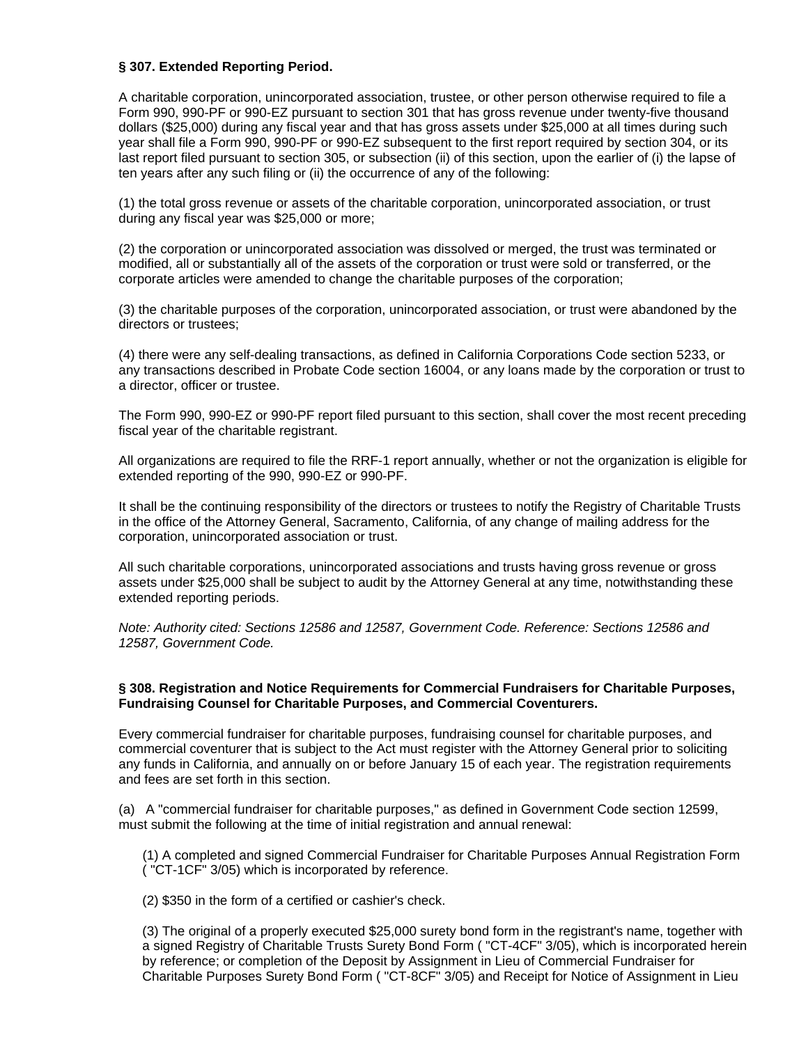**§ 307. Extended Reporting Period.**

A charitable corporation, unincorporated association, trustee, or other person otherwise required to file a Form 990, 990-PF or 990-EZ pursuant to section 301 that has gross revenue under twenty-five thousand dollars ($25,000) during any fiscal year and that has gross assets under $25,000 at all times during such year shall file a Form 990, 990-PF or 990-EZ subsequent to the first report required by section 304, or its last report filed pursuant to section 305, or subsection (ii) of this section, upon the earlier of (i) the lapse of ten years after any such filing or (ii) the occurrence of any of the following:

(1) the total gross revenue or assets of the charitable corporation, unincorporated association, or trust during any fiscal year was $25,000 or more;

(2) the corporation or unincorporated association was dissolved or merged, the trust was terminated or modified, all or substantially all of the assets of the corporation or trust were sold or transferred, or the corporate articles were amended to change the charitable purposes of the corporation;

(3) the charitable purposes of the corporation, unincorporated association, or trust were abandoned by the directors or trustees;

(4) there were any self-dealing transactions, as defined in California Corporations Code section 5233, or any transactions described in Probate Code section 16004, or any loans made by the corporation or trust to a director, officer or trustee.

The Form 990, 990-EZ or 990-PF report filed pursuant to this section, shall cover the most recent preceding fiscal year of the charitable registrant.

All organizations are required to file the RRF-1 report annually, whether or not the organization is eligible for extended reporting of the 990, 990-EZ or 990-PF.

It shall be the continuing responsibility of the directors or trustees to notify the Registry of Charitable Trusts in the office of the Attorney General, Sacramento, California, of any change of mailing address for the corporation, unincorporated association or trust.

All such charitable corporations, unincorporated associations and trusts having gross revenue or gross assets under $25,000 shall be subject to audit by the Attorney General at any time, notwithstanding these extended reporting periods.

*Note: Authority cited: Sections 12586 and 12587, Government Code. Reference: Sections 12586 and 12587, Government Code.*

**§ 308. Registration and Notice Requirements for Commercial Fundraisers for Charitable Purposes, Fundraising Counsel for Charitable Purposes, and Commercial Coventurers.**

Every commercial fundraiser for charitable purposes, fundraising counsel for charitable purposes, and commercial coventurer that is subject to the Act must register with the Attorney General prior to soliciting any funds in California, and annually on or before January 15 of each year. The registration requirements and fees are set forth in this section.

(a) A "commercial fundraiser for charitable purposes," as defined in Government Code section 12599, must submit the following at the time of initial registration and annual renewal:

(1) A completed and signed Commercial Fundraiser for Charitable Purposes Annual Registration Form ( "CT-1CF" 3/05) which is incorporated by reference.

(2) $350 in the form of a certified or cashier's check.

(3) The original of a properly executed $25,000 surety bond form in the registrant's name, together with a signed Registry of Charitable Trusts Surety Bond Form ( "CT-4CF" 3/05), which is incorporated herein by reference; or completion of the Deposit by Assignment in Lieu of Commercial Fundraiser for Charitable Purposes Surety Bond Form ( "CT-8CF" 3/05) and Receipt for Notice of Assignment in Lieu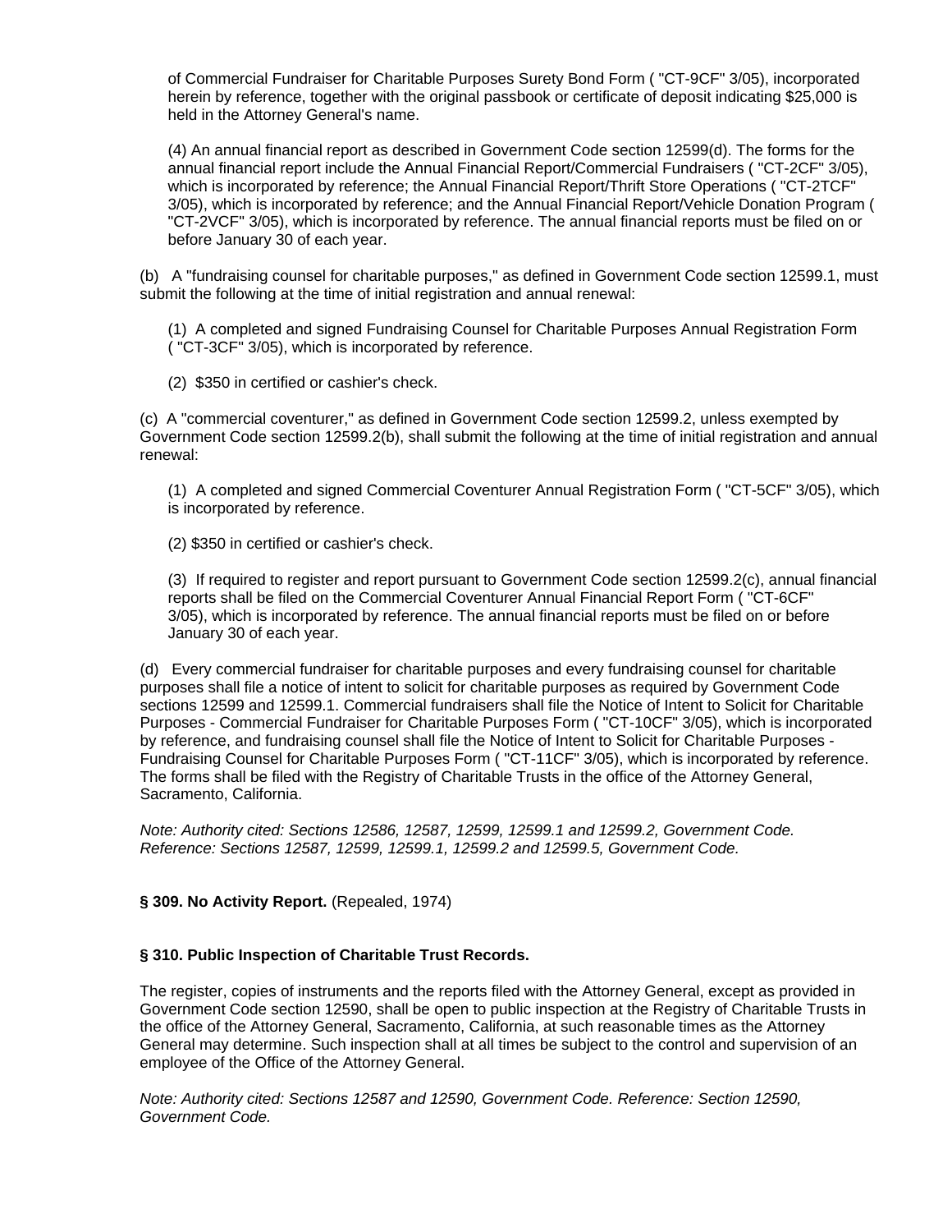of Commercial Fundraiser for Charitable Purposes Surety Bond Form ( "CT-9CF" 3/05), incorporated herein by reference, together with the original passbook or certificate of deposit indicating $25,000 is held in the Attorney General's name.

(4) An annual financial report as described in Government Code section 12599(d). The forms for the annual financial report include the Annual Financial Report/Commercial Fundraisers ( "CT-2CF" 3/05), which is incorporated by reference; the Annual Financial Report/Thrift Store Operations ( "CT-2TCF" 3/05), which is incorporated by reference; and the Annual Financial Report/Vehicle Donation Program ( "CT-2VCF" 3/05), which is incorporated by reference. The annual financial reports must be filed on or before January 30 of each year.

(b) A "fundraising counsel for charitable purposes," as defined in Government Code section 12599.1, must submit the following at the time of initial registration and annual renewal:

(1) A completed and signed Fundraising Counsel for Charitable Purposes Annual Registration Form ( "CT-3CF" 3/05), which is incorporated by reference.

(2) $350 in certified or cashier's check.

(c) A "commercial coventurer," as defined in Government Code section 12599.2, unless exempted by Government Code section 12599.2(b), shall submit the following at the time of initial registration and annual renewal:

(1) A completed and signed Commercial Coventurer Annual Registration Form ( "CT-5CF" 3/05), which is incorporated by reference.

(2) $350 in certified or cashier's check.

(3) If required to register and report pursuant to Government Code section 12599.2(c), annual financial reports shall be filed on the Commercial Coventurer Annual Financial Report Form ( "CT-6CF" 3/05), which is incorporated by reference. The annual financial reports must be filed on or before January 30 of each year.

(d) Every commercial fundraiser for charitable purposes and every fundraising counsel for charitable purposes shall file a notice of intent to solicit for charitable purposes as required by Government Code sections 12599 and 12599.1. Commercial fundraisers shall file the Notice of Intent to Solicit for Charitable Purposes - Commercial Fundraiser for Charitable Purposes Form ( "CT-10CF" 3/05), which is incorporated by reference, and fundraising counsel shall file the Notice of Intent to Solicit for Charitable Purposes - Fundraising Counsel for Charitable Purposes Form ( "CT-11CF" 3/05), which is incorporated by reference. The forms shall be filed with the Registry of Charitable Trusts in the office of the Attorney General, Sacramento, California.

*Note: Authority cited: Sections 12586, 12587, 12599, 12599.1 and 12599.2, Government Code. Reference: Sections 12587, 12599, 12599.1, 12599.2 and 12599.5, Government Code.*

**§ 309. No Activity Report.** (Repealed, 1974)

**§ 310. Public Inspection of Charitable Trust Records.**

The register, copies of instruments and the reports filed with the Attorney General, except as provided in Government Code section 12590, shall be open to public inspection at the Registry of Charitable Trusts in the office of the Attorney General, Sacramento, California, at such reasonable times as the Attorney General may determine. Such inspection shall at all times be subject to the control and supervision of an employee of the Office of the Attorney General.

*Note: Authority cited: Sections 12587 and 12590, Government Code. Reference: Section 12590, Government Code.*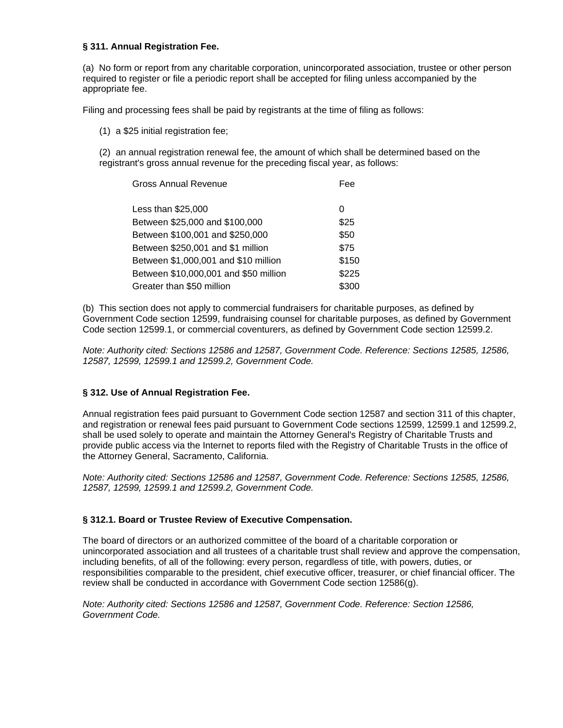### § 311. Annual Registration Fee.

(a) No form or report from any charitable corporation, unincorporated association, trustee or other person required to register or file a periodic report shall be accepted for filing unless accompanied by the appropriate fee.

Filing and processing fees shall be paid by registrants at the time of filing as follows:

(1) a $25 initial registration fee;

(2) an annual registration renewal fee, the amount of which shall be determined based on the registrant's gross annual revenue for the preceding fiscal year, as follows:

| Gross Annual Revenue | Fee |
|---|---|
| Less than $25,000 | 0 |
| Between $25,000 and $100,000 | $25 |
| Between $100,001 and $250,000 | $50 |
| Between $250,001 and $1 million | $75 |
| Between $1,000,001 and $10 million | $150 |
| Between $10,000,001 and $50 million | $225 |
| Greater than $50 million | $300 |

(b) This section does not apply to commercial fundraisers for charitable purposes, as defined by Government Code section 12599, fundraising counsel for charitable purposes, as defined by Government Code section 12599.1, or commercial coventurers, as defined by Government Code section 12599.2.

*Note: Authority cited: Sections 12586 and 12587, Government Code. Reference: Sections 12585, 12586, 12587, 12599, 12599.1 and 12599.2, Government Code.*

### § 312. Use of Annual Registration Fee.

Annual registration fees paid pursuant to Government Code section 12587 and section 311 of this chapter, and registration or renewal fees paid pursuant to Government Code sections 12599, 12599.1 and 12599.2, shall be used solely to operate and maintain the Attorney General's Registry of Charitable Trusts and provide public access via the Internet to reports filed with the Registry of Charitable Trusts in the office of the Attorney General, Sacramento, California.

*Note: Authority cited: Sections 12586 and 12587, Government Code. Reference: Sections 12585, 12586, 12587, 12599, 12599.1 and 12599.2, Government Code.*

### § 312.1. Board or Trustee Review of Executive Compensation.

The board of directors or an authorized committee of the board of a charitable corporation or unincorporated association and all trustees of a charitable trust shall review and approve the compensation, including benefits, of all of the following: every person, regardless of title, with powers, duties, or responsibilities comparable to the president, chief executive officer, treasurer, or chief financial officer. The review shall be conducted in accordance with Government Code section 12586(g).

*Note: Authority cited: Sections 12586 and 12587, Government Code. Reference: Section 12586, Government Code.*